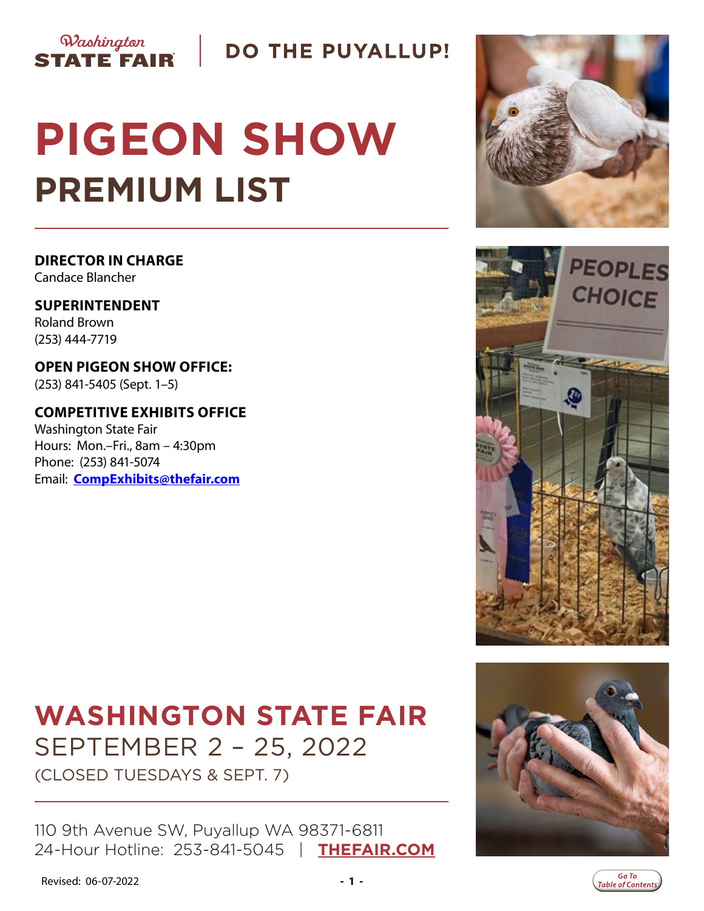Washington STATE FAIR | DO THE PUYALLUP!

# PIGEON SHOW

## PREMIUM LIST

**DIRECTOR IN CHARGE**
Candace Blancher

**SUPERINTENDENT**
Roland Brown
(253) 444-7719

**OPEN PIGEON SHOW OFFICE:**
(253) 841-5405 (Sept. 1–5)

**COMPETITIVE EXHIBITS OFFICE**
Washington State Fair
Hours: Mon.–Fri., 8am – 4:30pm
Phone: (253) 841-5074
Email: **CompExhibits@thefair.com**

## WASHINGTON STATE FAIR

SEPTEMBER 2 – 25, 2022
(CLOSED TUESDAYS & SEPT. 7)

110 9th Avenue SW, Puyallup WA 98371-6811
24-Hour Hotline: 253-841-5045 | **THEFAIR.COM**

Revised: 06-07-2022

Go To Table of Contents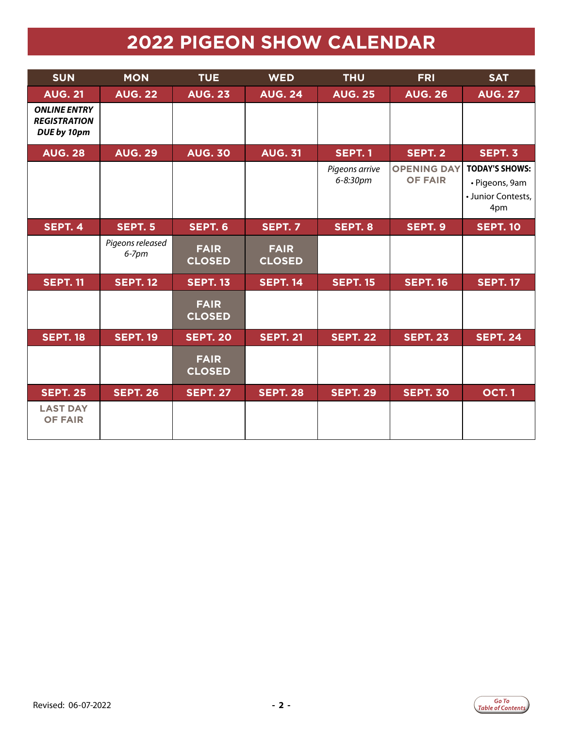# 2022 PIGEON SHOW CALENDAR

| SUN | MON | TUE | WED | THU | FRI | SAT |
|---|---|---|---|---|---|---|
| **AUG. 21** | **AUG. 22** | **AUG. 23** | **AUG. 24** | **AUG. 25** | **AUG. 26** | **AUG. 27** |
| ***ONLINE ENTRY REGISTRATION DUE by 10pm*** | | | | | | |
| **AUG. 28** | **AUG. 29** | **AUG. 30** | **AUG. 31** | **SEPT. 1** | **SEPT. 2** | **SEPT. 3** |
| | | | | *Pigeons arrive 6-8:30pm* | **OPENING DAY OF FAIR** | **TODAY'S SHOWS:** • Pigeons, 9am • Junior Contests, 4pm |
| **SEPT. 4** | **SEPT. 5** | **SEPT. 6** | **SEPT. 7** | **SEPT. 8** | **SEPT. 9** | **SEPT. 10** |
| | *Pigeons released 6-7pm* | **FAIR CLOSED** | **FAIR CLOSED** | | | |
| **SEPT. 11** | **SEPT. 12** | **SEPT. 13** | **SEPT. 14** | **SEPT. 15** | **SEPT. 16** | **SEPT. 17** |
| | | **FAIR CLOSED** | | | | |
| **SEPT. 18** | **SEPT. 19** | **SEPT. 20** | **SEPT. 21** | **SEPT. 22** | **SEPT. 23** | **SEPT. 24** |
| | | **FAIR CLOSED** | | | | |
| **SEPT. 25** | **SEPT. 26** | **SEPT. 27** | **SEPT. 28** | **SEPT. 29** | **SEPT. 30** | **OCT. 1** |
| **LAST DAY OF FAIR** | | | | | | |

Revised: 06-07-2022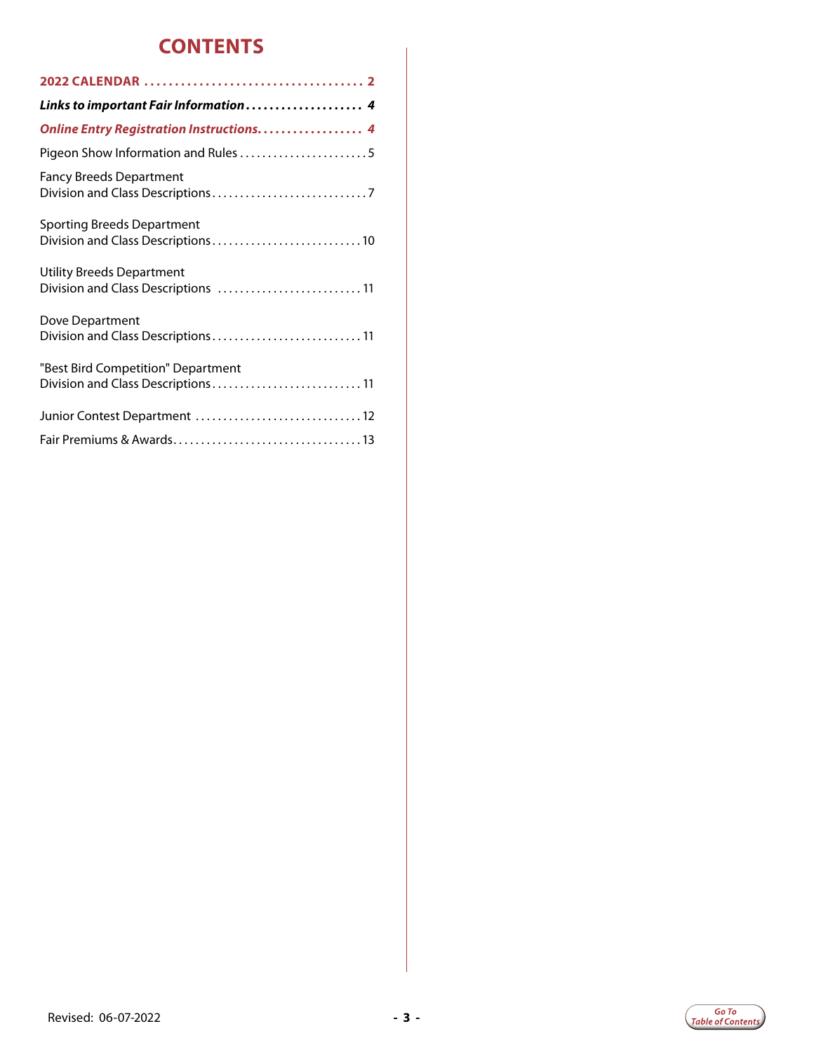# CONTENTS

**2022 CALENDAR .................................... 2**

***Links to important Fair Information.................... 4***

***Online Entry Registration Instructions.................. 4***

Pigeon Show Information and Rules ........................ 5

Fancy Breeds Department
Division and Class Descriptions ............................ 7

Sporting Breeds Department
Division and Class Descriptions ........................... 10

Utility Breeds Department
Division and Class Descriptions .......................... 11

Dove Department
Division and Class Descriptions ........................... 11

"Best Bird Competition" Department
Division and Class Descriptions ........................... 11

Junior Contest Department .............................. 12

Fair Premiums & Awards.................................. 13

Revised: 06-07-2022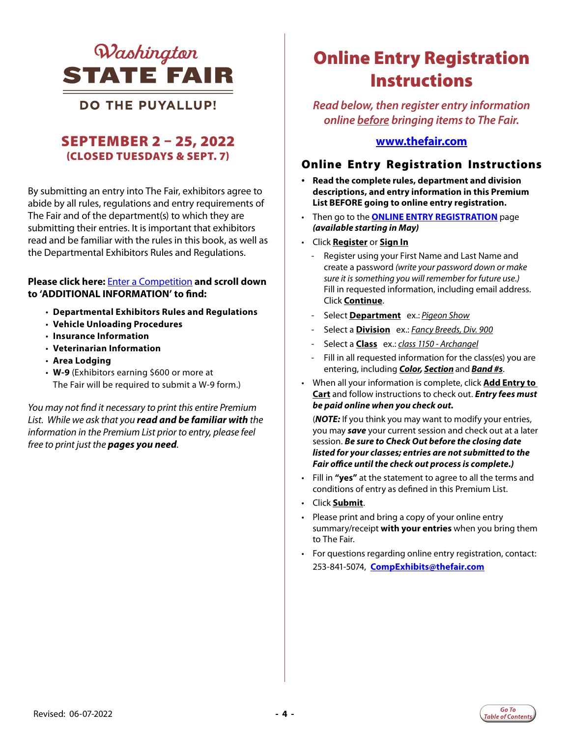# Washington STATE FAIR

**DO THE PUYALLUP!**

## SEPTEMBER 2 – 25, 2022
**(CLOSED TUESDAYS & SEPT. 7)**

By submitting an entry into The Fair, exhibitors agree to abide by all rules, regulations and entry requirements of The Fair and of the department(s) to which they are submitting their entries. It is important that exhibitors read and be familiar with the rules in this book, as well as the Departmental Exhibitors Rules and Regulations.

**Please click here:** Enter a Competition **and scroll down to 'ADDITIONAL INFORMATION' to find:**

- **Departmental Exhibitors Rules and Regulations**
- **Vehicle Unloading Procedures**
- **Insurance Information**
- **Veterinarian Information**
- **Area Lodging**
- **W-9** (Exhibitors earning $600 or more at The Fair will be required to submit a W-9 form.)

*You may not find it necessary to print this entire Premium List. While we ask that you* ***read and be familiar with*** *the information in the Premium List prior to entry, please feel free to print just the* ***pages you need****.*

# Online Entry Registration Instructions

*Read below, then register entry information online before bringing items to The Fair.*

**www.thefair.com**

### Online Entry Registration Instructions

- **Read the complete rules, department and division descriptions, and entry information in this Premium List BEFORE going to online entry registration.**
- Then go to the **ONLINE ENTRY REGISTRATION** page ***(available starting in May)***
- Click **Register** or **Sign In**
  - Register using your First Name and Last Name and create a password *(write your password down or make sure it is something you will remember for future use.)* Fill in requested information, including email address. Click **Continue**.
  - Select **Department** ex.: *Pigeon Show*
  - Select a **Division** ex.: *Fancy Breeds, Div. 900*
  - Select a **Class** ex.: *class 1150 - Archangel*
  - Fill in all requested information for the class(es) you are entering, including ***Color, Section*** and ***Band #s***.
- When all your information is complete, click **Add Entry to Cart** and follow instructions to check out. ***Entry fees must be paid online when you check out.***

  (***NOTE:*** If you think you may want to modify your entries, you may ***save*** your current session and check out at a later session. ***Be sure to Check Out before the closing date listed for your classes; entries are not submitted to the Fair office until the check out process is complete.)***
- Fill in **"yes"** at the statement to agree to all the terms and conditions of entry as defined in this Premium List.
- Click **Submit**.
- Please print and bring a copy of your online entry summary/receipt **with your entries** when you bring them to The Fair.
- For questions regarding online entry registration, contact: 253-841-5074, **CompExhibits@thefair.com**

Revised: 06-07-2022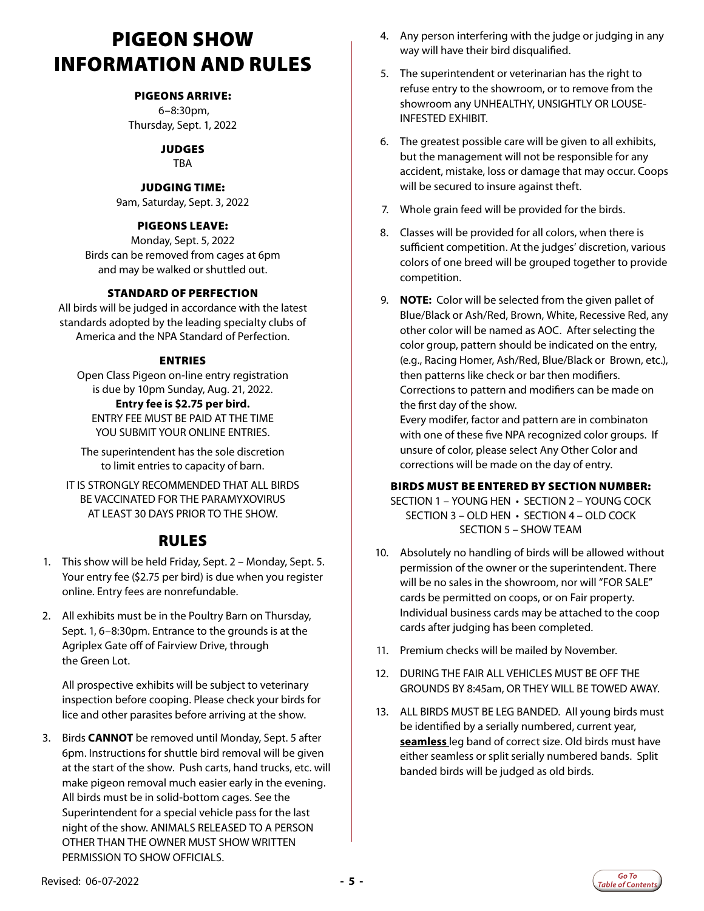# PIGEON SHOW INFORMATION AND RULES

### PIGEONS ARRIVE:

6–8:30pm,
Thursday, Sept. 1, 2022

### JUDGES

TBA

### JUDGING TIME:

9am, Saturday, Sept. 3, 2022

### PIGEONS LEAVE:

Monday, Sept. 5, 2022
Birds can be removed from cages at 6pm and may be walked or shuttled out.

### STANDARD OF PERFECTION

All birds will be judged in accordance with the latest standards adopted by the leading specialty clubs of America and the NPA Standard of Perfection.

### ENTRIES

Open Class Pigeon on-line entry registration is due by 10pm Sunday, Aug. 21, 2022.
**Entry fee is $2.75 per bird.**
ENTRY FEE MUST BE PAID AT THE TIME YOU SUBMIT YOUR ONLINE ENTRIES.

The superintendent has the sole discretion to limit entries to capacity of barn.

IT IS STRONGLY RECOMMENDED THAT ALL BIRDS BE VACCINATED FOR THE PARAMYXOVIRUS AT LEAST 30 DAYS PRIOR TO THE SHOW.

## RULES

1. This show will be held Friday, Sept. 2 – Monday, Sept. 5. Your entry fee ($2.75 per bird) is due when you register online. Entry fees are nonrefundable.
2. All exhibits must be in the Poultry Barn on Thursday, Sept. 1, 6–8:30pm. Entrance to the grounds is at the Agriplex Gate off of Fairview Drive, through the Green Lot.

   All prospective exhibits will be subject to veterinary inspection before cooping. Please check your birds for lice and other parasites before arriving at the show.
3. Birds **CANNOT** be removed until Monday, Sept. 5 after 6pm. Instructions for shuttle bird removal will be given at the start of the show. Push carts, hand trucks, etc. will make pigeon removal much easier early in the evening. All birds must be in solid-bottom cages. See the Superintendent for a special vehicle pass for the last night of the show. ANIMALS RELEASED TO A PERSON OTHER THAN THE OWNER MUST SHOW WRITTEN PERMISSION TO SHOW OFFICIALS.
4. Any person interfering with the judge or judging in any way will have their bird disqualified.
5. The superintendent or veterinarian has the right to refuse entry to the showroom, or to remove from the showroom any UNHEALTHY, UNSIGHTLY OR LOUSE-INFESTED EXHIBIT.
6. The greatest possible care will be given to all exhibits, but the management will not be responsible for any accident, mistake, loss or damage that may occur. Coops will be secured to insure against theft.
7. Whole grain feed will be provided for the birds.
8. Classes will be provided for all colors, when there is sufficient competition. At the judges' discretion, various colors of one breed will be grouped together to provide competition.
9. **NOTE:** Color will be selected from the given pallet of Blue/Black or Ash/Red, Brown, White, Recessive Red, any other color will be named as AOC. After selecting the color group, pattern should be indicated on the entry, (e.g., Racing Homer, Ash/Red, Blue/Black or Brown, etc.), then patterns like check or bar then modifiers. Corrections to pattern and modifiers can be made on the first day of the show.
   Every modifer, factor and pattern are in combinaton with one of these five NPA recognized color groups. If unsure of color, please select Any Other Color and corrections will be made on the day of entry.

### BIRDS MUST BE ENTERED BY SECTION NUMBER:

SECTION 1 – YOUNG HEN • SECTION 2 – YOUNG COCK
SECTION 3 – OLD HEN • SECTION 4 – OLD COCK
SECTION 5 – SHOW TEAM

10. Absolutely no handling of birds will be allowed without permission of the owner or the superintendent. There will be no sales in the showroom, nor will "FOR SALE" cards be permitted on coops, or on Fair property. Individual business cards may be attached to the coop cards after judging has been completed.
11. Premium checks will be mailed by November.
12. DURING THE FAIR ALL VEHICLES MUST BE OFF THE GROUNDS BY 8:45am, OR THEY WILL BE TOWED AWAY.
13. ALL BIRDS MUST BE LEG BANDED. All young birds must be identified by a serially numbered, current year, **seamless** leg band of correct size. Old birds must have either seamless or split serially numbered bands. Split banded birds will be judged as old birds.

Revised: 06-07-2022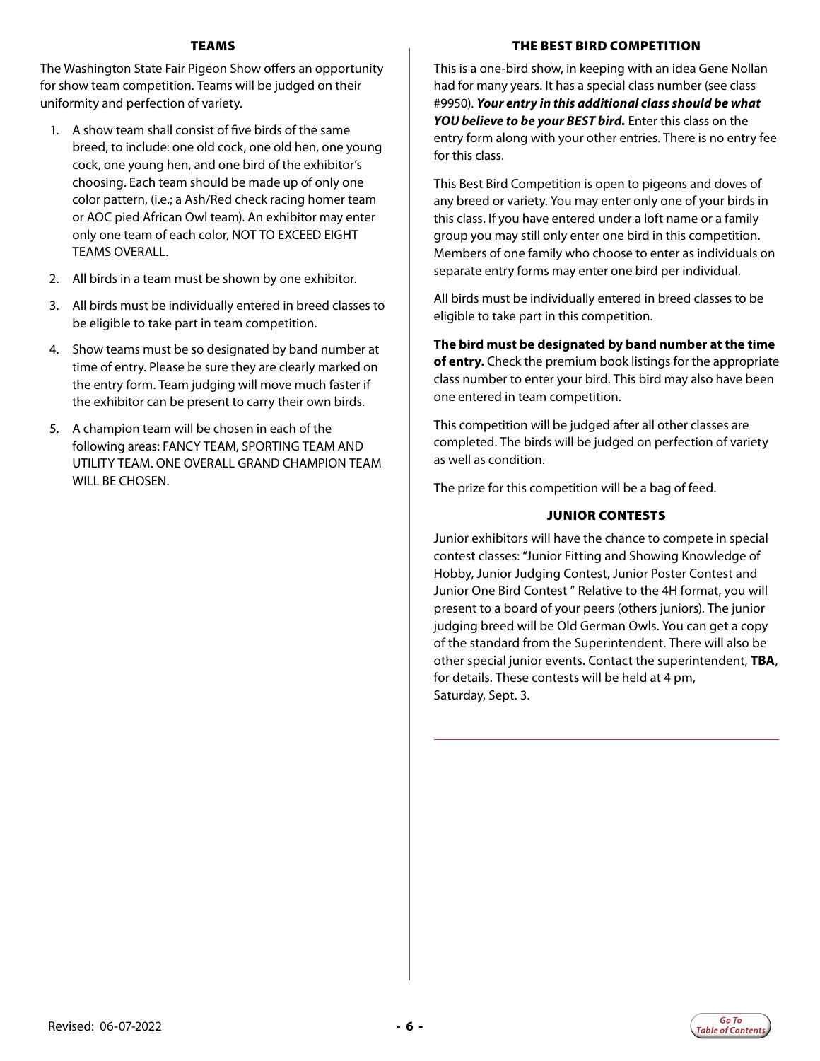## TEAMS

The Washington State Fair Pigeon Show offers an opportunity for show team competition. Teams will be judged on their uniformity and perfection of variety.

1. A show team shall consist of five birds of the same breed, to include: one old cock, one old hen, one young cock, one young hen, and one bird of the exhibitor's choosing. Each team should be made up of only one color pattern, (i.e.; a Ash/Red check racing homer team or AOC pied African Owl team). An exhibitor may enter only one team of each color, NOT TO EXCEED EIGHT TEAMS OVERALL.
2. All birds in a team must be shown by one exhibitor.
3. All birds must be individually entered in breed classes to be eligible to take part in team competition.
4. Show teams must be so designated by band number at time of entry. Please be sure they are clearly marked on the entry form. Team judging will move much faster if the exhibitor can be present to carry their own birds.
5. A champion team will be chosen in each of the following areas: FANCY TEAM, SPORTING TEAM AND UTILITY TEAM. ONE OVERALL GRAND CHAMPION TEAM WILL BE CHOSEN.

## THE BEST BIRD COMPETITION

This is a one-bird show, in keeping with an idea Gene Nollan had for many years. It has a special class number (see class #9950). ***Your entry in this additional class should be what YOU believe to be your BEST bird.*** Enter this class on the entry form along with your other entries. There is no entry fee for this class.

This Best Bird Competition is open to pigeons and doves of any breed or variety. You may enter only one of your birds in this class. If you have entered under a loft name or a family group you may still only enter one bird in this competition. Members of one family who choose to enter as individuals on separate entry forms may enter one bird per individual.

All birds must be individually entered in breed classes to be eligible to take part in this competition.

**The bird must be designated by band number at the time of entry.** Check the premium book listings for the appropriate class number to enter your bird. This bird may also have been one entered in team competition.

This competition will be judged after all other classes are completed. The birds will be judged on perfection of variety as well as condition.

The prize for this competition will be a bag of feed.

## JUNIOR CONTESTS

Junior exhibitors will have the chance to compete in special contest classes: "Junior Fitting and Showing Knowledge of Hobby, Junior Judging Contest, Junior Poster Contest and Junior One Bird Contest " Relative to the 4H format, you will present to a board of your peers (others juniors). The junior judging breed will be Old German Owls. You can get a copy of the standard from the Superintendent. There will also be other special junior events. Contact the superintendent, **TBA**, for details. These contests will be held at 4 pm, Saturday, Sept. 3.

Revised: 06-07-2022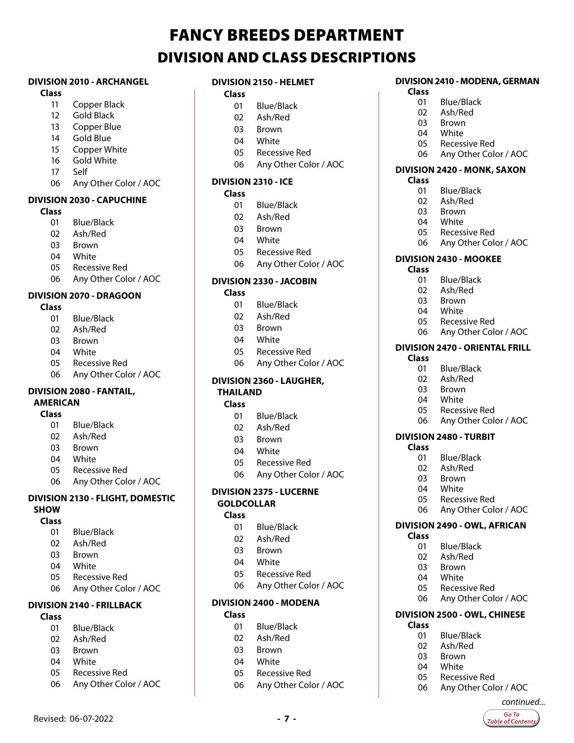# FANCY BREEDS DEPARTMENT

## DIVISION AND CLASS DESCRIPTIONS

### DIVISION 2010 - ARCHANGEL

**Class**

- 11 Copper Black
- 12 Gold Black
- 13 Copper Blue
- 14 Gold Blue
- 15 Copper White
- 16 Gold White
- 17 Self
- 06 Any Other Color / AOC

### DIVISION 2030 - CAPUCHINE

**Class**

- 01 Blue/Black
- 02 Ash/Red
- 03 Brown
- 04 White
- 05 Recessive Red
- 06 Any Other Color / AOC

### DIVISION 2070 - DRAGOON

**Class**

- 01 Blue/Black
- 02 Ash/Red
- 03 Brown
- 04 White
- 05 Recessive Red
- 06 Any Other Color / AOC

### DIVISION 2080 - FANTAIL, AMERICAN

**Class**

- 01 Blue/Black
- 02 Ash/Red
- 03 Brown
- 04 White
- 05 Recessive Red
- 06 Any Other Color / AOC

### DIVISION 2130 - FLIGHT, DOMESTIC SHOW

**Class**

- 01 Blue/Black
- 02 Ash/Red
- 03 Brown
- 04 White
- 05 Recessive Red
- 06 Any Other Color / AOC

### DIVISION 2140 - FRILLBACK

**Class**

- 01 Blue/Black
- 02 Ash/Red
- 03 Brown
- 04 White
- 05 Recessive Red
- 06 Any Other Color / AOC

### DIVISION 2150 - HELMET

**Class**

- 01 Blue/Black
- 02 Ash/Red
- 03 Brown
- 04 White
- 05 Recessive Red
- 06 Any Other Color / AOC

### DIVISION 2310 - ICE

**Class**

- 01 Blue/Black
- 02 Ash/Red
- 03 Brown
- 04 White
- 05 Recessive Red
- 06 Any Other Color / AOC

### DIVISION 2330 - JACOBIN

**Class**

- 01 Blue/Black
- 02 Ash/Red
- 03 Brown
- 04 White
- 05 Recessive Red
- 06 Any Other Color / AOC

### DIVISION 2360 - LAUGHER, THAILAND

**Class**

- 01 Blue/Black
- 02 Ash/Red
- 03 Brown
- 04 White
- 05 Recessive Red
- 06 Any Other Color / AOC

### DIVISION 2375 - LUCERNE GOLDCOLLAR

**Class**

- 01 Blue/Black
- 02 Ash/Red
- 03 Brown
- 04 White
- 05 Recessive Red
- 06 Any Other Color / AOC

### DIVISION 2400 - MODENA

**Class**

- 01 Blue/Black
- 02 Ash/Red
- 03 Brown
- 04 White
- 05 Recessive Red
- 06 Any Other Color / AOC

### DIVISION 2410 - MODENA, GERMAN

**Class**

- 01 Blue/Black
- 02 Ash/Red
- 03 Brown
- 04 White
- 05 Recessive Red
- 06 Any Other Color / AOC

### DIVISION 2420 - MONK, SAXON

**Class**

- 01 Blue/Black
- 02 Ash/Red
- 03 Brown
- 04 White
- 05 Recessive Red
- 06 Any Other Color / AOC

### DIVISION 2430 - MOOKEE

**Class**

- 01 Blue/Black
- 02 Ash/Red
- 03 Brown
- 04 White
- 05 Recessive Red
- 06 Any Other Color / AOC

### DIVISION 2470 - ORIENTAL FRILL

**Class**

- 01 Blue/Black
- 02 Ash/Red
- 03 Brown
- 04 White
- 05 Recessive Red
- 06 Any Other Color / AOC

### DIVISION 2480 - TURBIT

**Class**

- 01 Blue/Black
- 02 Ash/Red
- 03 Brown
- 04 White
- 05 Recessive Red
- 06 Any Other Color / AOC

### DIVISION 2490 - OWL, AFRICAN

**Class**

- 01 Blue/Black
- 02 Ash/Red
- 03 Brown
- 04 White
- 05 Recessive Red
- 06 Any Other Color / AOC

### DIVISION 2500 - OWL, CHINESE

**Class**

- 01 Blue/Black
- 02 Ash/Red
- 03 Brown
- 04 White
- 05 Recessive Red
- 06 Any Other Color / AOC

*continued...*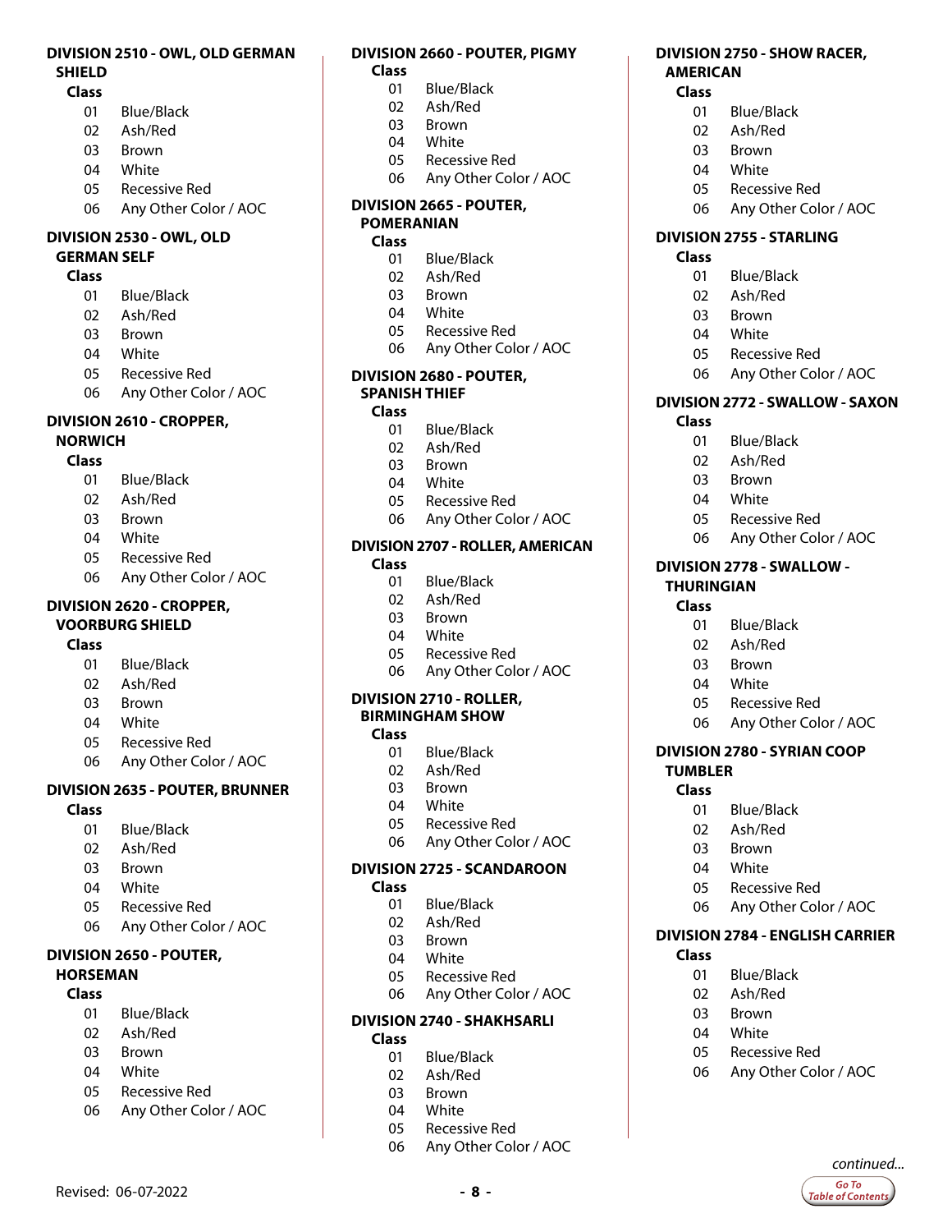### DIVISION 2510 - OWL, OLD GERMAN SHIELD

**Class**

- 01 Blue/Black
- 02 Ash/Red
- 03 Brown
- 04 White
- 05 Recessive Red
- 06 Any Other Color / AOC

### DIVISION 2530 - OWL, OLD GERMAN SELF

**Class**

- 01 Blue/Black
- 02 Ash/Red
- 03 Brown
- 04 White
- 05 Recessive Red
- 06 Any Other Color / AOC

### DIVISION 2610 - CROPPER, NORWICH

**Class**

- 01 Blue/Black
- 02 Ash/Red
- 03 Brown
- 04 White
- 05 Recessive Red
- 06 Any Other Color / AOC

### DIVISION 2620 - CROPPER, VOORBURG SHIELD

**Class**

- 01 Blue/Black
- 02 Ash/Red
- 03 Brown
- 04 White
- 05 Recessive Red
- 06 Any Other Color / AOC

### DIVISION 2635 - POUTER, BRUNNER

**Class**

- 01 Blue/Black
- 02 Ash/Red
- 03 Brown
- 04 White
- 05 Recessive Red
- 06 Any Other Color / AOC

### DIVISION 2650 - POUTER, HORSEMAN

**Class**

- 01 Blue/Black
- 02 Ash/Red
- 03 Brown
- 04 White
- 05 Recessive Red
- 06 Any Other Color / AOC

### DIVISION 2660 - POUTER, PIGMY

**Class**

- 01 Blue/Black
- 02 Ash/Red
- 03 Brown
- 04 White
- 05 Recessive Red
- 06 Any Other Color / AOC

### DIVISION 2665 - POUTER, POMERANIAN

**Class**

- 01 Blue/Black
- 02 Ash/Red
- 03 Brown
- 04 White
- 05 Recessive Red
- 06 Any Other Color / AOC

### DIVISION 2680 - POUTER, SPANISH THIEF

**Class**

- 01 Blue/Black
- 02 Ash/Red
- 03 Brown
- 04 White
- 05 Recessive Red
- 06 Any Other Color / AOC

### DIVISION 2707 - ROLLER, AMERICAN

**Class**

- 01 Blue/Black
- 02 Ash/Red
- 03 Brown
- 04 White
- 05 Recessive Red
- 06 Any Other Color / AOC

### DIVISION 2710 - ROLLER, BIRMINGHAM SHOW

**Class**

- 01 Blue/Black
- 02 Ash/Red
- 03 Brown
- 04 White
- 05 Recessive Red
- 06 Any Other Color / AOC

### DIVISION 2725 - SCANDAROON

**Class**

- 01 Blue/Black
- 02 Ash/Red
- 03 Brown
- 04 White
- 05 Recessive Red
- 06 Any Other Color / AOC

### DIVISION 2740 - SHAKHSARLI

**Class**

- 01 Blue/Black
- 02 Ash/Red
- 03 Brown
- 04 White
- 05 Recessive Red
- 06 Any Other Color / AOC

### DIVISION 2750 - SHOW RACER, AMERICAN

**Class**

- 01 Blue/Black
- 02 Ash/Red
- 03 Brown
- 04 White
- 05 Recessive Red
- 06 Any Other Color / AOC

### DIVISION 2755 - STARLING

**Class**

- 01 Blue/Black
- 02 Ash/Red
- 03 Brown
- 04 White
- 05 Recessive Red
- 06 Any Other Color / AOC

### DIVISION 2772 - SWALLOW - SAXON

**Class**

- 01 Blue/Black
- 02 Ash/Red
- 03 Brown
- 04 White
- 05 Recessive Red
- 06 Any Other Color / AOC

### DIVISION 2778 - SWALLOW - THURINGIAN

**Class**

- 01 Blue/Black
- 02 Ash/Red
- 03 Brown
- 04 White
- 05 Recessive Red
- 06 Any Other Color / AOC

### DIVISION 2780 - SYRIAN COOP TUMBLER

**Class**

- 01 Blue/Black
- 02 Ash/Red
- 03 Brown
- 04 White
- 05 Recessive Red
- 06 Any Other Color / AOC

### DIVISION 2784 - ENGLISH CARRIER

**Class**

- 01 Blue/Black
- 02 Ash/Red
- 03 Brown
- 04 White
- 05 Recessive Red
- 06 Any Other Color / AOC

*continued...*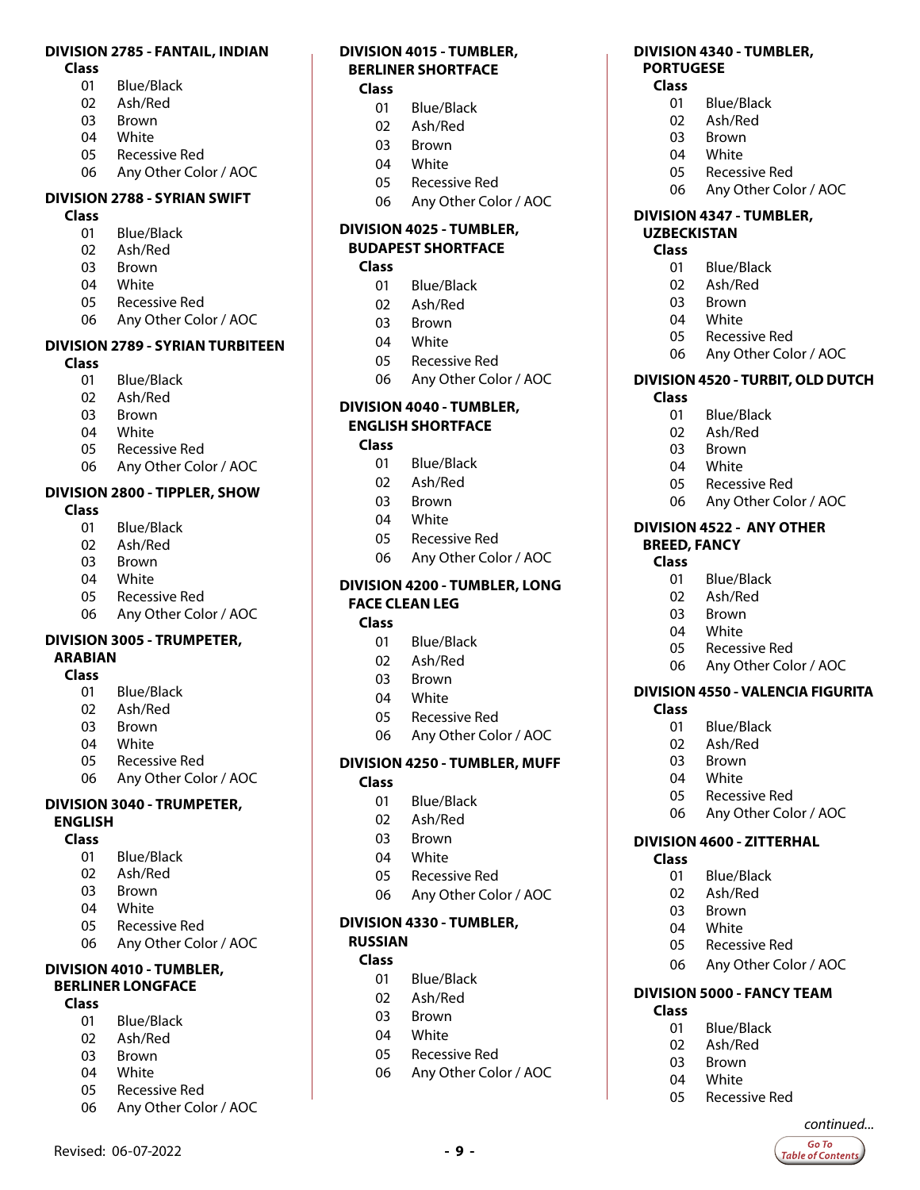**DIVISION 2785 - FANTAIL, INDIAN**

**Class**

01 Blue/Black
02 Ash/Red
03 Brown
04 White
05 Recessive Red
06 Any Other Color / AOC

**DIVISION 2788 - SYRIAN SWIFT**

**Class**

01 Blue/Black
02 Ash/Red
03 Brown
04 White
05 Recessive Red
06 Any Other Color / AOC

**DIVISION 2789 - SYRIAN TURBITEEN**

**Class**

01 Blue/Black
02 Ash/Red
03 Brown
04 White
05 Recessive Red
06 Any Other Color / AOC

**DIVISION 2800 - TIPPLER, SHOW**

**Class**

01 Blue/Black
02 Ash/Red
03 Brown
04 White
05 Recessive Red
06 Any Other Color / AOC

**DIVISION 3005 - TRUMPETER, ARABIAN**

**Class**

01 Blue/Black
02 Ash/Red
03 Brown
04 White
05 Recessive Red
06 Any Other Color / AOC

**DIVISION 3040 - TRUMPETER, ENGLISH**

**Class**

01 Blue/Black
02 Ash/Red
03 Brown
04 White
05 Recessive Red
06 Any Other Color / AOC

**DIVISION 4010 - TUMBLER, BERLINER LONGFACE**

**Class**

01 Blue/Black
02 Ash/Red
03 Brown
04 White
05 Recessive Red
06 Any Other Color / AOC

**DIVISION 4015 - TUMBLER, BERLINER SHORTFACE**

**Class**

01 Blue/Black
02 Ash/Red
03 Brown
04 White
05 Recessive Red
06 Any Other Color / AOC

**DIVISION 4025 - TUMBLER, BUDAPEST SHORTFACE**

**Class**

01 Blue/Black
02 Ash/Red
03 Brown
04 White
05 Recessive Red
06 Any Other Color / AOC

**DIVISION 4040 - TUMBLER, ENGLISH SHORTFACE**

**Class**

01 Blue/Black
02 Ash/Red
03 Brown
04 White
05 Recessive Red
06 Any Other Color / AOC

**DIVISION 4200 - TUMBLER, LONG FACE CLEAN LEG**

**Class**

01 Blue/Black
02 Ash/Red
03 Brown
04 White
05 Recessive Red
06 Any Other Color / AOC

**DIVISION 4250 - TUMBLER, MUFF**

**Class**

01 Blue/Black
02 Ash/Red
03 Brown
04 White
05 Recessive Red
06 Any Other Color / AOC

**DIVISION 4330 - TUMBLER, RUSSIAN**

**Class**

01 Blue/Black
02 Ash/Red
03 Brown
04 White
05 Recessive Red
06 Any Other Color / AOC

**DIVISION 4340 - TUMBLER, PORTUGESE**

**Class**

01 Blue/Black
02 Ash/Red
03 Brown
04 White
05 Recessive Red
06 Any Other Color / AOC

**DIVISION 4347 - TUMBLER, UZBECKISTAN**

**Class**

01 Blue/Black
02 Ash/Red
03 Brown
04 White
05 Recessive Red
06 Any Other Color / AOC

**DIVISION 4520 - TURBIT, OLD DUTCH**

**Class**

01 Blue/Black
02 Ash/Red
03 Brown
04 White
05 Recessive Red
06 Any Other Color / AOC

**DIVISION 4522 - ANY OTHER BREED, FANCY**

**Class**

01 Blue/Black
02 Ash/Red
03 Brown
04 White
05 Recessive Red
06 Any Other Color / AOC

**DIVISION 4550 - VALENCIA FIGURITA**

**Class**

01 Blue/Black
02 Ash/Red
03 Brown
04 White
05 Recessive Red
06 Any Other Color / AOC

**DIVISION 4600 - ZITTERHAL**

**Class**

01 Blue/Black
02 Ash/Red
03 Brown
04 White
05 Recessive Red
06 Any Other Color / AOC

**DIVISION 5000 - FANCY TEAM**

**Class**

01 Blue/Black
02 Ash/Red
03 Brown
04 White
05 Recessive Red

*continued...*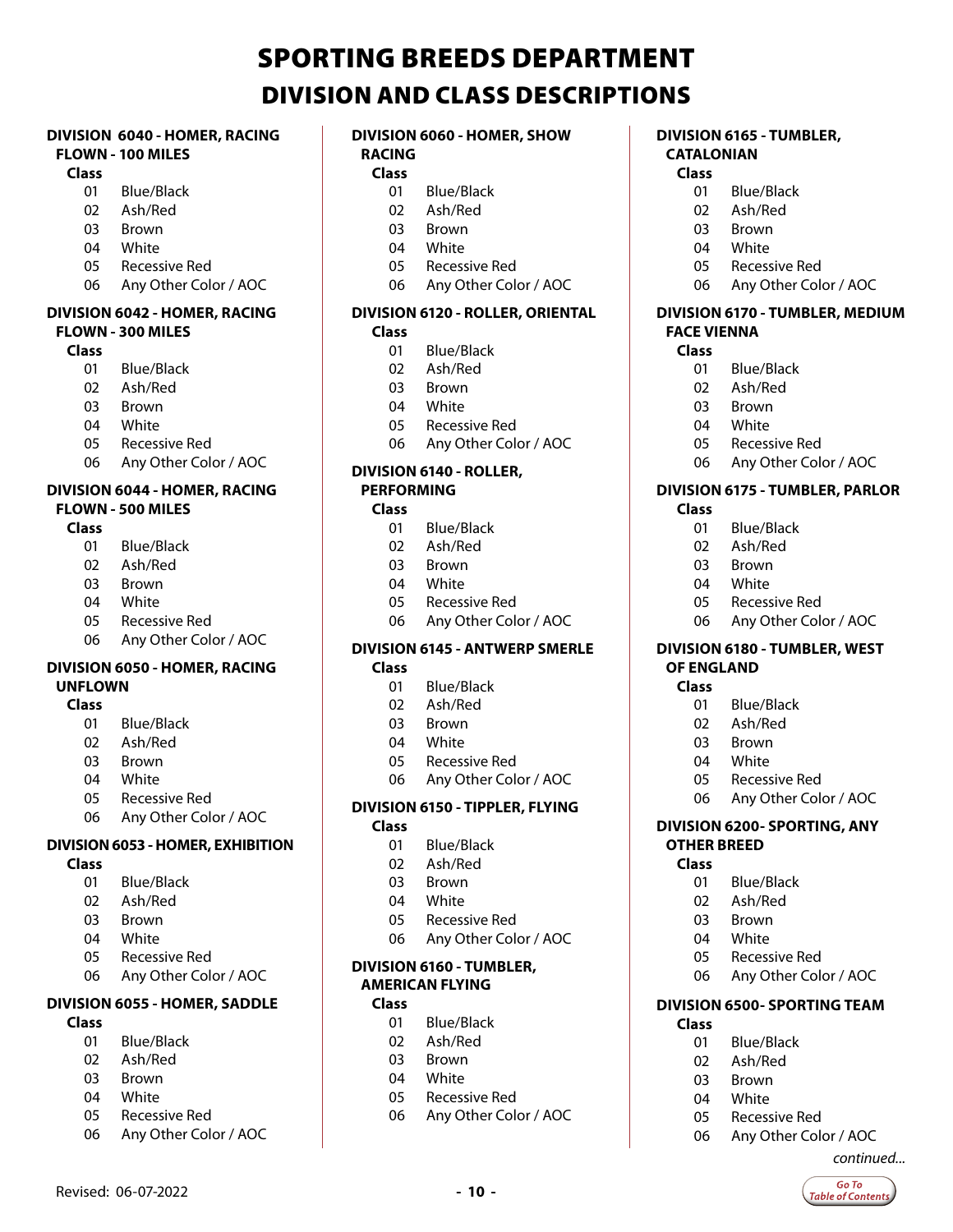# SPORTING BREEDS DEPARTMENT

## DIVISION AND CLASS DESCRIPTIONS

**DIVISION 6040 - HOMER, RACING FLOWN - 100 MILES**

**Class**

- 01 Blue/Black
- 02 Ash/Red
- 03 Brown
- 04 White
- 05 Recessive Red
- 06 Any Other Color / AOC

**DIVISION 6042 - HOMER, RACING FLOWN - 300 MILES**

**Class**

- 01 Blue/Black
- 02 Ash/Red
- 03 Brown
- 04 White
- 05 Recessive Red
- 06 Any Other Color / AOC

**DIVISION 6044 - HOMER, RACING FLOWN - 500 MILES**

**Class**

- 01 Blue/Black
- 02 Ash/Red
- 03 Brown
- 04 White
- 05 Recessive Red
- 06 Any Other Color / AOC

**DIVISION 6050 - HOMER, RACING UNFLOWN**

**Class**

- 01 Blue/Black
- 02 Ash/Red
- 03 Brown
- 04 White
- 05 Recessive Red
- 06 Any Other Color / AOC

**DIVISION 6053 - HOMER, EXHIBITION**

**Class**

- 01 Blue/Black
- 02 Ash/Red
- 03 Brown
- 04 White
- 05 Recessive Red
- 06 Any Other Color / AOC

**DIVISION 6055 - HOMER, SADDLE**

**Class**

- 01 Blue/Black
- 02 Ash/Red
- 03 Brown
- 04 White
- 05 Recessive Red
- 06 Any Other Color / AOC

**DIVISION 6060 - HOMER, SHOW RACING**

**Class**

- 01 Blue/Black
- 02 Ash/Red
- 03 Brown
- 04 White
- 05 Recessive Red
- 06 Any Other Color / AOC

**DIVISION 6120 - ROLLER, ORIENTAL**

**Class**

- 01 Blue/Black
- 02 Ash/Red
- 03 Brown
- 04 White
- 05 Recessive Red
- 06 Any Other Color / AOC

**DIVISION 6140 - ROLLER, PERFORMING**

**Class**

- 01 Blue/Black
- 02 Ash/Red
- 03 Brown
- 04 White
- 05 Recessive Red
- 06 Any Other Color / AOC

**DIVISION 6145 - ANTWERP SMERLE**

**Class**

- 01 Blue/Black
- 02 Ash/Red
- 03 Brown
- 04 White
- 05 Recessive Red
- 06 Any Other Color / AOC

**DIVISION 6150 - TIPPLER, FLYING**

**Class**

- 01 Blue/Black
- 02 Ash/Red
- 03 Brown
- 04 White
- 05 Recessive Red
- 06 Any Other Color / AOC

**DIVISION 6160 - TUMBLER, AMERICAN FLYING**

**Class**

- 01 Blue/Black
- 02 Ash/Red
- 03 Brown
- 04 White
- 05 Recessive Red
- 06 Any Other Color / AOC

**DIVISION 6165 - TUMBLER, CATALONIAN**

**Class**

- 01 Blue/Black
- 02 Ash/Red
- 03 Brown
- 04 White
- 05 Recessive Red
- 06 Any Other Color / AOC

**DIVISION 6170 - TUMBLER, MEDIUM FACE VIENNA**

**Class**

- 01 Blue/Black
- 02 Ash/Red
- 03 Brown
- 04 White
- 05 Recessive Red
- 06 Any Other Color / AOC

**DIVISION 6175 - TUMBLER, PARLOR**

**Class**

- 01 Blue/Black
- 02 Ash/Red
- 03 Brown
- 04 White
- 05 Recessive Red
- 06 Any Other Color / AOC

**DIVISION 6180 - TUMBLER, WEST OF ENGLAND**

**Class**

- 01 Blue/Black
- 02 Ash/Red
- 03 Brown
- 04 White
- 05 Recessive Red
- 06 Any Other Color / AOC

**DIVISION 6200- SPORTING, ANY OTHER BREED**

**Class**

- 01 Blue/Black
- 02 Ash/Red
- 03 Brown
- 04 White
- 05 Recessive Red
- 06 Any Other Color / AOC

**DIVISION 6500- SPORTING TEAM**

**Class**

- 01 Blue/Black
- 02 Ash/Red
- 03 Brown
- 04 White
- 05 Recessive Red
- 06 Any Other Color / AOC

*continued...*

Revised: 06-07-2022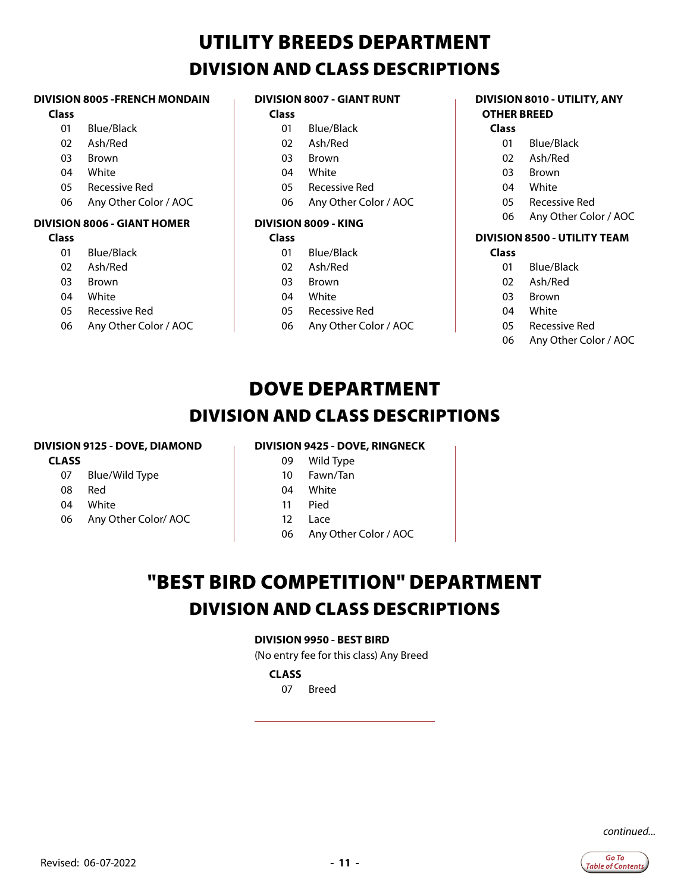# UTILITY BREEDS DEPARTMENT

## DIVISION AND CLASS DESCRIPTIONS

**DIVISION 8005 -FRENCH MONDAIN**

**Class**

| | |
|---|---|
| 01 | Blue/Black |
| 02 | Ash/Red |
| 03 | Brown |
| 04 | White |
| 05 | Recessive Red |
| 06 | Any Other Color / AOC |

**DIVISION 8006 - GIANT HOMER**

**Class**

| | |
|---|---|
| 01 | Blue/Black |
| 02 | Ash/Red |
| 03 | Brown |
| 04 | White |
| 05 | Recessive Red |
| 06 | Any Other Color / AOC |

**DIVISION 8007 - GIANT RUNT**

**Class**

| | |
|---|---|
| 01 | Blue/Black |
| 02 | Ash/Red |
| 03 | Brown |
| 04 | White |
| 05 | Recessive Red |
| 06 | Any Other Color / AOC |

**DIVISION 8009 - KING**

**Class**

| | |
|---|---|
| 01 | Blue/Black |
| 02 | Ash/Red |
| 03 | Brown |
| 04 | White |
| 05 | Recessive Red |
| 06 | Any Other Color / AOC |

**DIVISION 8010 - UTILITY, ANY OTHER BREED**

**Class**

| | |
|---|---|
| 01 | Blue/Black |
| 02 | Ash/Red |
| 03 | Brown |
| 04 | White |
| 05 | Recessive Red |
| 06 | Any Other Color / AOC |

**DIVISION 8500 - UTILITY TEAM**

**Class**

| | |
|---|---|
| 01 | Blue/Black |
| 02 | Ash/Red |
| 03 | Brown |
| 04 | White |
| 05 | Recessive Red |
| 06 | Any Other Color / AOC |

# DOVE DEPARTMENT

## DIVISION AND CLASS DESCRIPTIONS

**DIVISION 9125 - DOVE, DIAMOND**

**CLASS**

| | |
|---|---|
| 07 | Blue/Wild Type |
| 08 | Red |
| 04 | White |
| 06 | Any Other Color/ AOC |

**DIVISION 9425 - DOVE, RINGNECK**

| | |
|---|---|
| 09 | Wild Type |
| 10 | Fawn/Tan |
| 04 | White |
| 11 | Pied |
| 12 | Lace |
| 06 | Any Other Color / AOC |

# "BEST BIRD COMPETITION" DEPARTMENT

## DIVISION AND CLASS DESCRIPTIONS

**DIVISION 9950 - BEST BIRD**

(No entry fee for this class) Any Breed

**CLASS**

| | |
|---|---|
| 07 | Breed |

*continued...*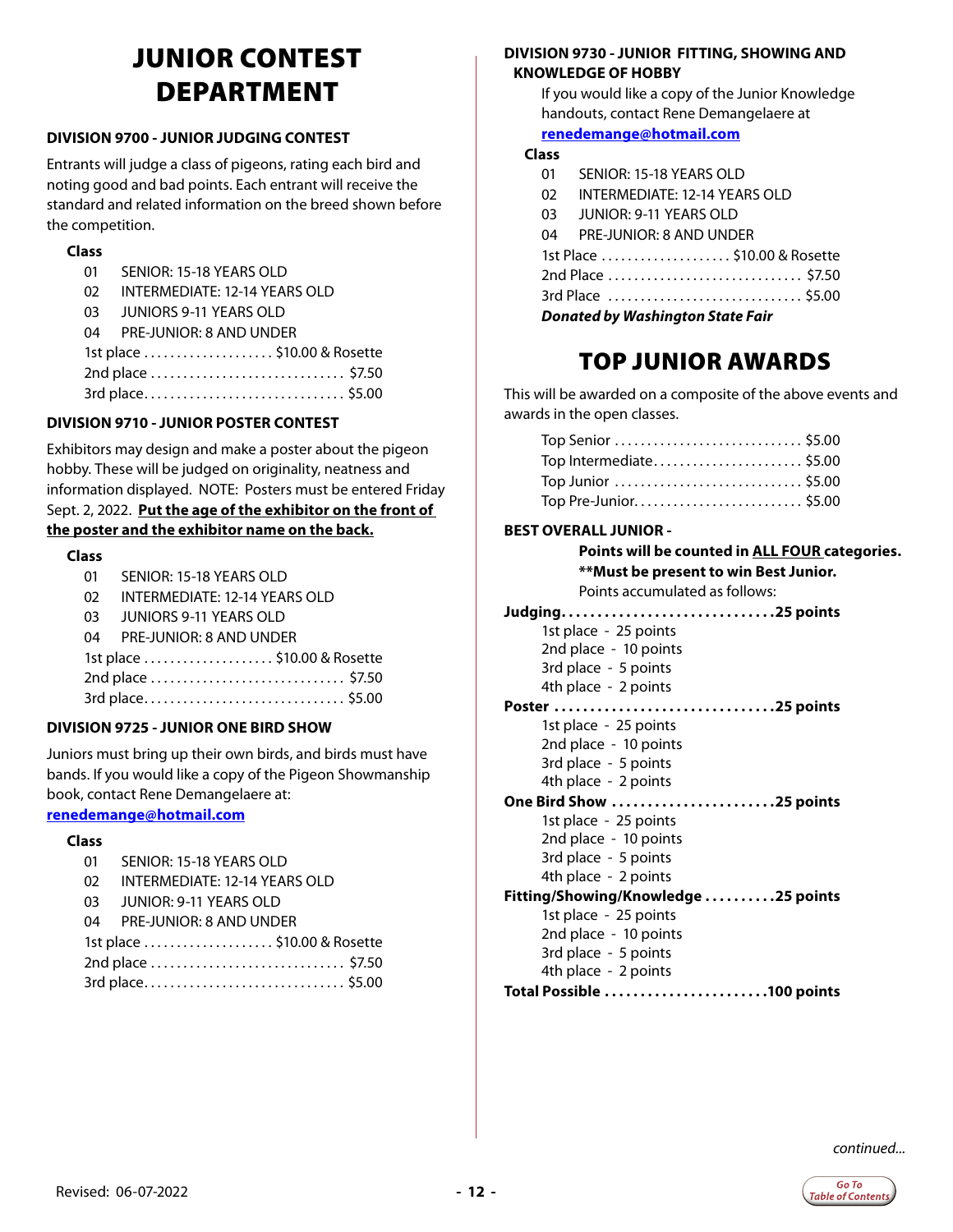# JUNIOR CONTEST DEPARTMENT

### DIVISION 9700 - JUNIOR JUDGING CONTEST

Entrants will judge a class of pigeons, rating each bird and noting good and bad points. Each entrant will receive the standard and related information on the breed shown before the competition.

**Class**

01 SENIOR: 15-18 YEARS OLD
02 INTERMEDIATE: 12-14 YEARS OLD
03 JUNIORS 9-11 YEARS OLD
04 PRE-JUNIOR: 8 AND UNDER

1st place .................... $10.00 & Rosette
2nd place .............................. $7.50
3rd place.............................. $5.00

### DIVISION 9710 - JUNIOR POSTER CONTEST

Exhibitors may design and make a poster about the pigeon hobby. These will be judged on originality, neatness and information displayed. NOTE: Posters must be entered Friday Sept. 2, 2022. **Put the age of the exhibitor on the front of the poster and the exhibitor name on the back.**

**Class**

01 SENIOR: 15-18 YEARS OLD
02 INTERMEDIATE: 12-14 YEARS OLD
03 JUNIORS 9-11 YEARS OLD
04 PRE-JUNIOR: 8 AND UNDER

1st place .................... $10.00 & Rosette
2nd place .............................. $7.50
3rd place.............................. $5.00

### DIVISION 9725 - JUNIOR ONE BIRD SHOW

Juniors must bring up their own birds, and birds must have bands. If you would like a copy of the Pigeon Showmanship book, contact Rene Demangelaere at:
**renedemange@hotmail.com**

**Class**

01 SENIOR: 15-18 YEARS OLD
02 INTERMEDIATE: 12-14 YEARS OLD
03 JUNIOR: 9-11 YEARS OLD
04 PRE-JUNIOR: 8 AND UNDER

1st place .................... $10.00 & Rosette
2nd place .............................. $7.50
3rd place.............................. $5.00

### DIVISION 9730 - JUNIOR FITTING, SHOWING AND KNOWLEDGE OF HOBBY

If you would like a copy of the Junior Knowledge handouts, contact Rene Demangelaere at **renedemange@hotmail.com**

**Class**

01 SENIOR: 15-18 YEARS OLD
02 INTERMEDIATE: 12-14 YEARS OLD
03 JUNIOR: 9-11 YEARS OLD
04 PRE-JUNIOR: 8 AND UNDER

1st Place .................... $10.00 & Rosette
2nd Place .............................. $7.50
3rd Place .............................. $5.00

***Donated by Washington State Fair***

## TOP JUNIOR AWARDS

This will be awarded on a composite of the above events and awards in the open classes.

Top Senior ............................ $5.00
Top Intermediate....................... $5.00
Top Junior ............................ $5.00
Top Pre-Junior......................... $5.00

**BEST OVERALL JUNIOR -**

**Points will be counted in ALL FOUR categories.**
**\*\*Must be present to win Best Junior.**
Points accumulated as follows:

**Judging..............................25 points**
1st place - 25 points
2nd place - 10 points
3rd place - 5 points
4th place - 2 points

**Poster ...............................25 points**
1st place - 25 points
2nd place - 10 points
3rd place - 5 points
4th place - 2 points

**One Bird Show .......................25 points**
1st place - 25 points
2nd place - 10 points
3rd place - 5 points
4th place - 2 points

**Fitting/Showing/Knowledge ..........25 points**
1st place - 25 points
2nd place - 10 points
3rd place - 5 points
4th place - 2 points

**Total Possible .......................100 points**

*continued...*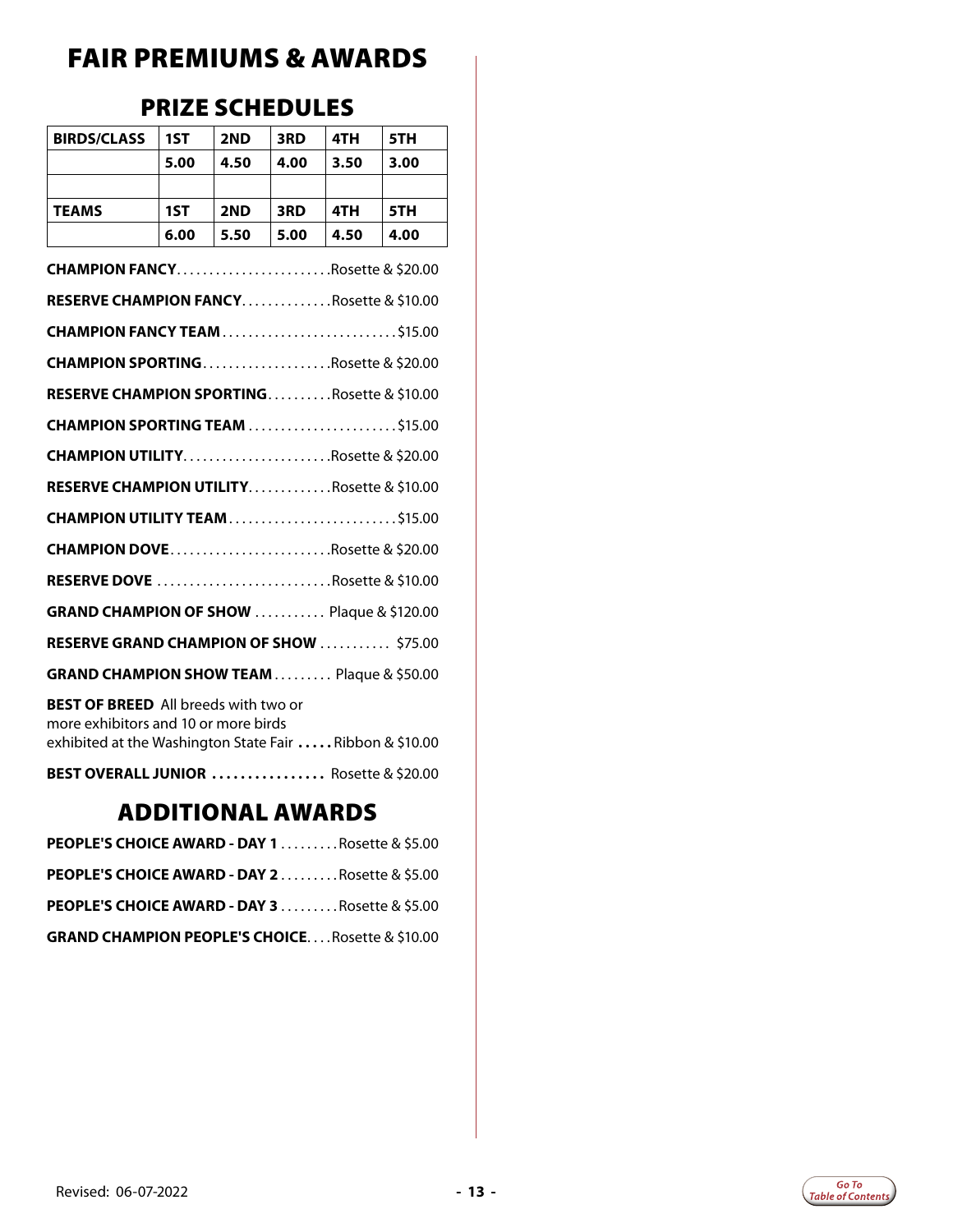# FAIR PREMIUMS & AWARDS

## PRIZE SCHEDULES

| BIRDS/CLASS | 1ST | 2ND | 3RD | 4TH | 5TH |
|---|---|---|---|---|---|
| | 5.00 | 4.50 | 4.00 | 3.50 | 3.00 |
| | | | | | |
| **TEAMS** | **1ST** | **2ND** | **3RD** | **4TH** | **5TH** |
| | 6.00 | 5.50 | 5.00 | 4.50 | 4.00 |

**CHAMPION FANCY**........................Rosette & $20.00

**RESERVE CHAMPION FANCY**.............Rosette & $10.00

**CHAMPION FANCY TEAM**...........................$15.00

**CHAMPION SPORTING**....................Rosette & $20.00

**RESERVE CHAMPION SPORTING**..........Rosette & $10.00

**CHAMPION SPORTING TEAM**.......................$15.00

**CHAMPION UTILITY**.......................Rosette & $20.00

**RESERVE CHAMPION UTILITY**.............Rosette & $10.00

**CHAMPION UTILITY TEAM**..........................$15.00

**CHAMPION DOVE**.........................Rosette & $20.00

**RESERVE DOVE**...........................Rosette & $10.00

**GRAND CHAMPION OF SHOW**........... Plaque & $120.00

**RESERVE GRAND CHAMPION OF SHOW**........... $75.00

**GRAND CHAMPION SHOW TEAM**......... Plaque & $50.00

**BEST OF BREED** All breeds with two or more exhibitors and 10 or more birds exhibited at the Washington State Fair .....Ribbon & $10.00

**BEST OVERALL JUNIOR**................ Rosette & $20.00

## ADDITIONAL AWARDS

**PEOPLE'S CHOICE AWARD - DAY 1**.........Rosette & $5.00

**PEOPLE'S CHOICE AWARD - DAY 2**.........Rosette & $5.00

**PEOPLE'S CHOICE AWARD - DAY 3**.........Rosette & $5.00

**GRAND CHAMPION PEOPLE'S CHOICE**....Rosette & $10.00

Revised: 06-07-2022